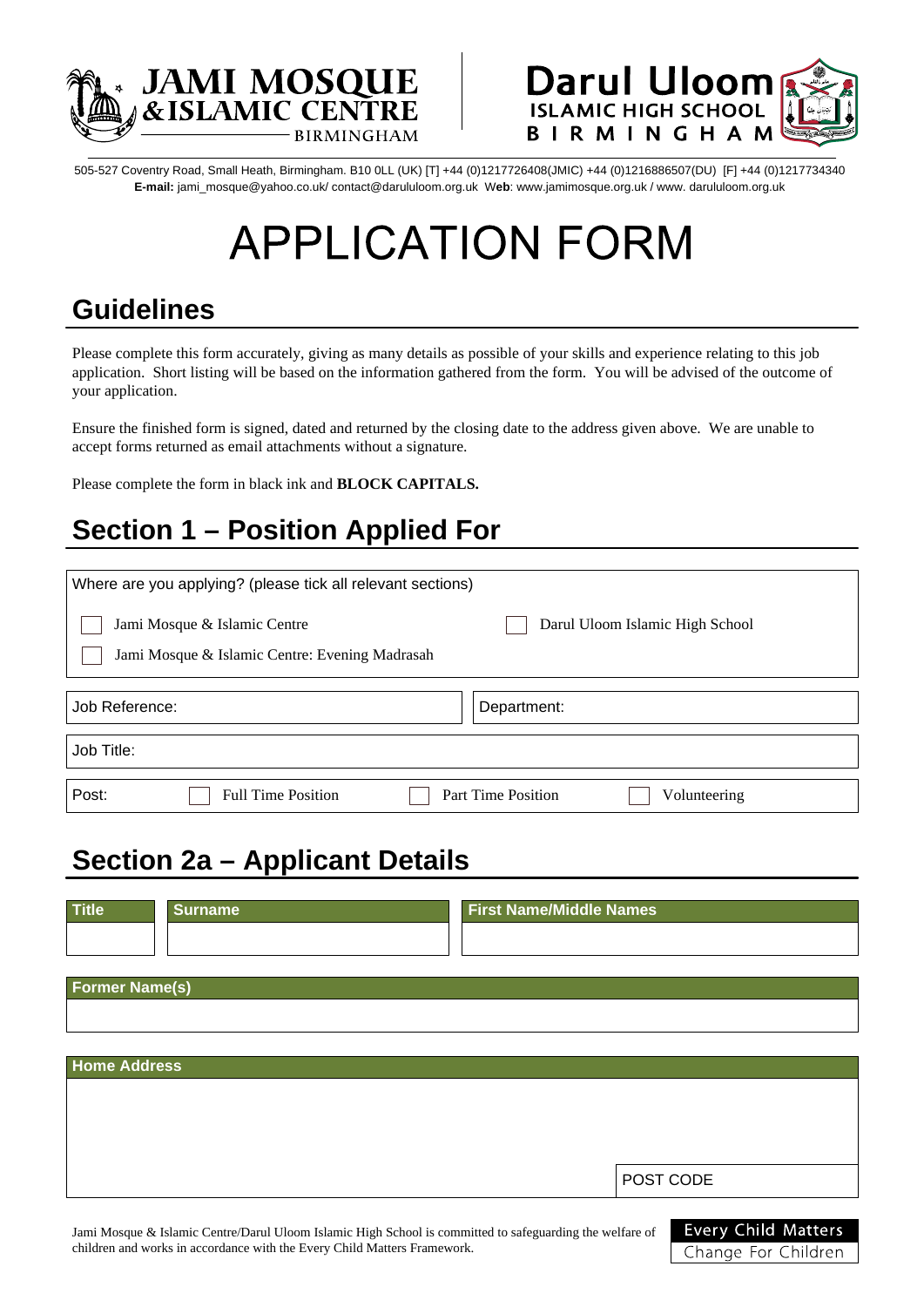**JAMI MOSQUE & ISLAMIC CENTRE** BIRMINGHAM

**Darul Uloom ISLAMIC HIGH SCHOOL BIRMINGHAM**

505-527 Coventry Road, Small Heath, Birmingham. B10 0LL (UK) [T] +44 (0)1217726408(JMIC) +44 (0)1216886507(DU) [F] +44 (0)1217734340
**E-mail:** jami_mosque@yahoo.co.uk/ contact@darululoom.org.uk **Web**: www.jamimosque.org.uk / www. darululoom.org.uk

# APPLICATION FORM

## Guidelines

Please complete this form accurately, giving as many details as possible of your skills and experience relating to this job application. Short listing will be based on the information gathered from the form. You will be advised of the outcome of your application.

Ensure the finished form is signed, dated and returned by the closing date to the address given above. We are unable to accept forms returned as email attachments without a signature.

Please complete the form in black ink and **BLOCK CAPITALS.**

## Section 1 – Position Applied For

Where are you applying? (please tick all relevant sections)

- ☐ Jami Mosque & Islamic Centre
- ☐ Darul Uloom Islamic High School
- ☐ Jami Mosque & Islamic Centre: Evening Madrasah

| Job Reference: | Department: |
|---|---|

| Job Title: |
|---|

Post: ☐ Full Time Position ☐ Part Time Position ☐ Volunteering

## Section 2a – Applicant Details

| Title | Surname | First Name/Middle Names |
|---|---|---|
| | | |

| Former Name(s) |
|---|
| |

| Home Address | |
|---|---|
| | |
| | POST CODE |

Jami Mosque & Islamic Centre/Darul Uloom Islamic High School is committed to safeguarding the welfare of children and works in accordance with the Every Child Matters Framework.

Every Child Matters
Change For Children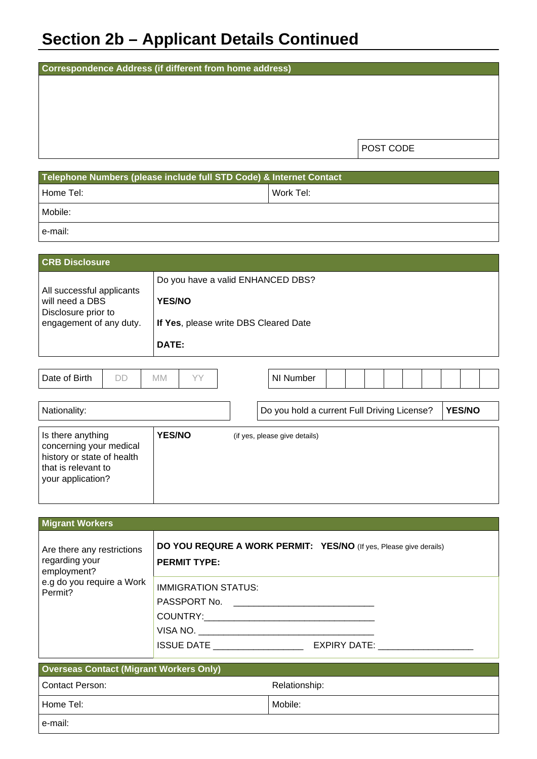# Section 2b – Applicant Details Continued

| Correspondence Address (if different from home address) | |
|---|---|
| | |
| | POST CODE |

| Telephone Numbers (please include full STD Code) & Internet Contact | |
|---|---|
| Home Tel: | Work Tel: |
| Mobile: | |
| e-mail: | |

| CRB Disclosure | |
|---|---|
| All successful applicants will need a DBS Disclosure prior to engagement of any duty. | Do you have a valid ENHANCED DBS?<br>**YES/NO**<br>**If Yes**, please write DBS Cleared Date<br>**DATE:** |

| Date of Birth | DD | MM | YY |
|---|---|---|---|

| NI Number | | | | | | | | | |
|---|---|---|---|---|---|---|---|---|---|

| Nationality: | Do you hold a current Full Driving License? | **YES/NO** |
|---|---|---|

| Is there anything concerning your medical history or state of health that is relevant to your application? | **YES/NO** (if yes, please give details) |
|---|---|

| Migrant Workers | |
|---|---|
| Are there any restrictions regarding your employment?<br>e.g do you require a Work Permit? | **DO YOU REQURE A WORK PERMIT: YES/NO** (If yes, Please give derails)<br>**PERMIT TYPE:** |
| | IMMIGRATION STATUS:<br>PASSPORT No. ___________________________<br>COUNTRY:_________________________________<br>VISA NO. _________________________________<br>ISSUE DATE _________________ EXPIRY DATE: __________________ |

| Overseas Contact (Migrant Workers Only) | |
|---|---|
| Contact Person: | Relationship: |
| Home Tel: | Mobile: |
| e-mail: | |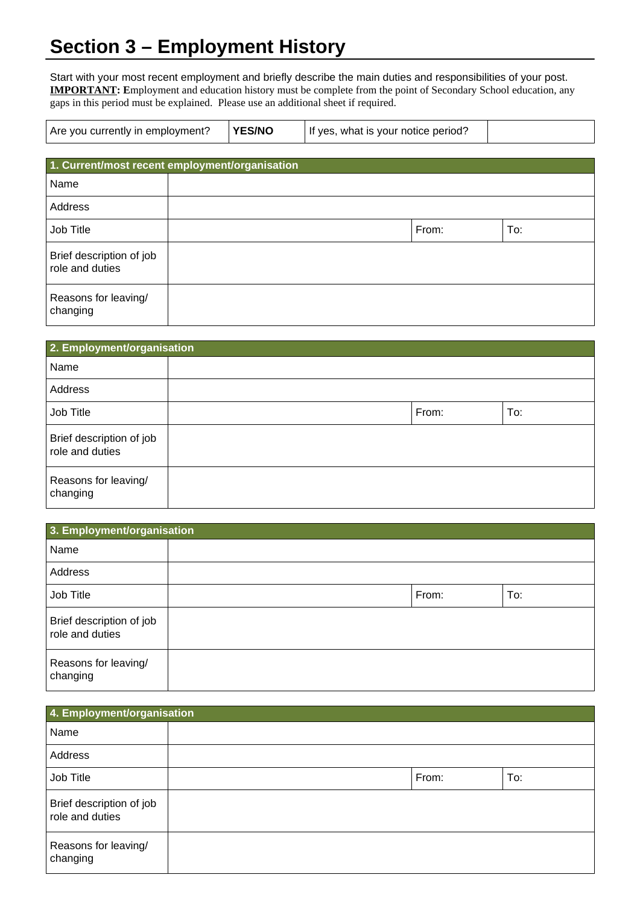# Section 3 – Employment History

Start with your most recent employment and briefly describe the main duties and responsibilities of your post.
**IMPORTANT: E**mployment and education history must be complete from the point of Secondary School education, any gaps in this period must be explained. Please use an additional sheet if required.

| Are you currently in employment? | **YES/NO** | If yes, what is your notice period? | |
|---|---|---|---|

| **1. Current/most recent employment/organisation** | | | |
|---|---|---|---|
| Name | | | |
| Address | | | |
| Job Title | | From: | To: |
| Brief description of job role and duties | | | |
| Reasons for leaving/ changing | | | |

| **2. Employment/organisation** | | | |
|---|---|---|---|
| Name | | | |
| Address | | | |
| Job Title | | From: | To: |
| Brief description of job role and duties | | | |
| Reasons for leaving/ changing | | | |

| **3. Employment/organisation** | | | |
|---|---|---|---|
| Name | | | |
| Address | | | |
| Job Title | | From: | To: |
| Brief description of job role and duties | | | |
| Reasons for leaving/ changing | | | |

| **4. Employment/organisation** | | | |
|---|---|---|---|
| Name | | | |
| Address | | | |
| Job Title | | From: | To: |
| Brief description of job role and duties | | | |
| Reasons for leaving/ changing | | | |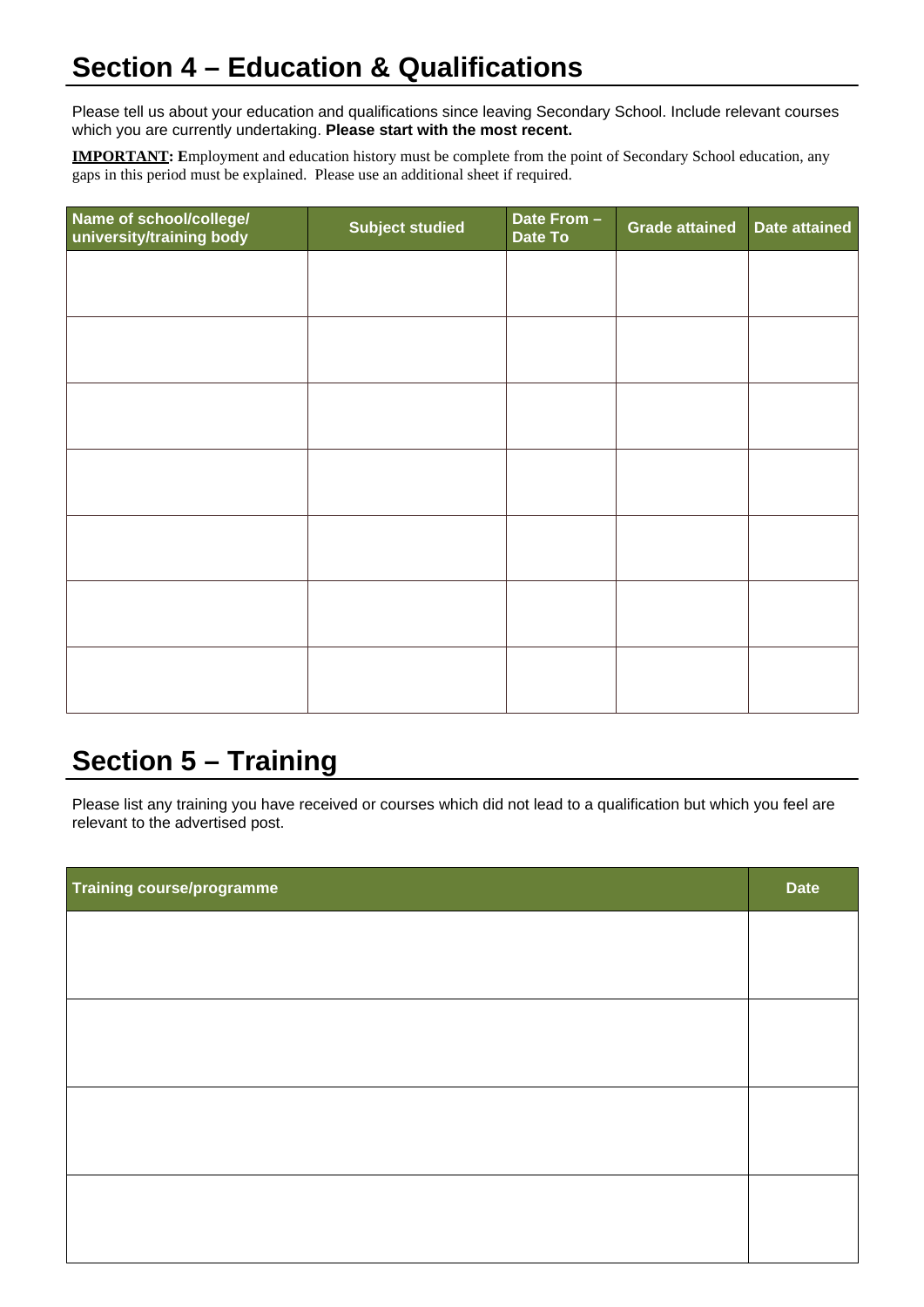# Section 4 – Education & Qualifications

Please tell us about your education and qualifications since leaving Secondary School. Include relevant courses which you are currently undertaking. **Please start with the most recent.**

**IMPORTANT:** Employment and education history must be complete from the point of Secondary School education, any gaps in this period must be explained. Please use an additional sheet if required.

| Name of school/college/ university/training body | Subject studied | Date From – Date To | Grade attained | Date attained |
|---|---|---|---|---|
| | | | | |
| | | | | |
| | | | | |
| | | | | |
| | | | | |
| | | | | |
| | | | | |

# Section 5 – Training

Please list any training you have received or courses which did not lead to a qualification but which you feel are relevant to the advertised post.

| Training course/programme | Date |
|---|---|
| | |
| | |
| | |
| | |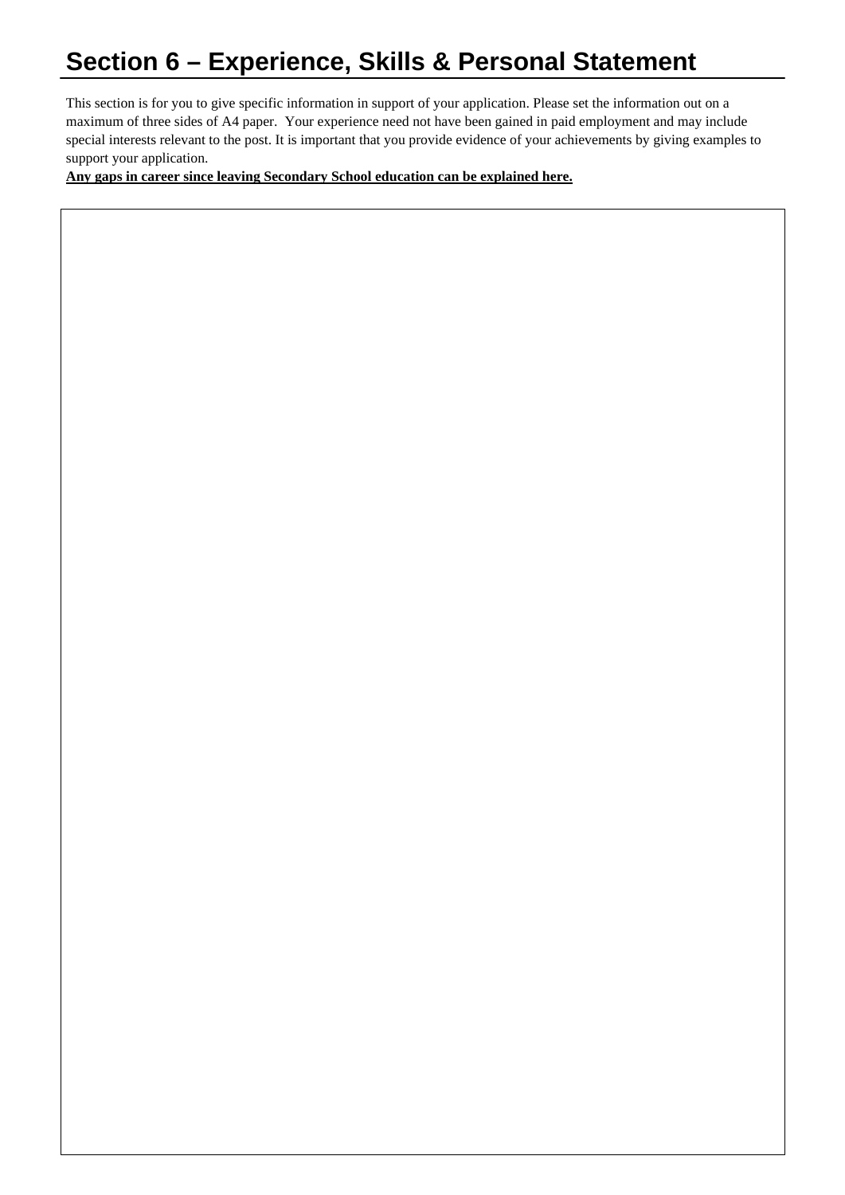# Section 6 – Experience, Skills & Personal Statement

This section is for you to give specific information in support of your application. Please set the information out on a maximum of three sides of A4 paper. Your experience need not have been gained in paid employment and may include special interests relevant to the post. It is important that you provide evidence of your achievements by giving examples to support your application.

**Any gaps in career since leaving Secondary School education can be explained here.**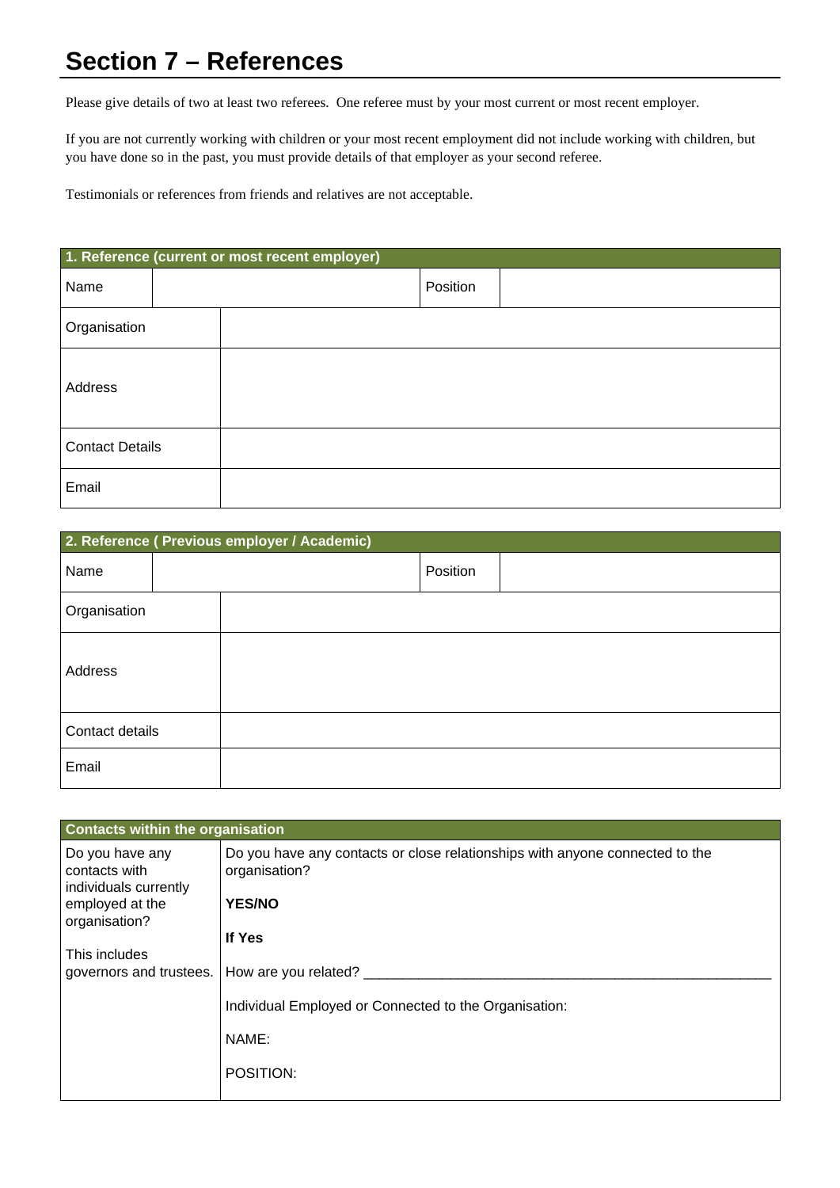# Section 7 – References

Please give details of two at least two referees. One referee must by your most current or most recent employer.

If you are not currently working with children or your most recent employment did not include working with children, but you have done so in the past, you must provide details of that employer as your second referee.

Testimonials or references from friends and relatives are not acceptable.

| 1. Reference (current or most recent employer) | | | |
|---|---|---|---|
| Name | | Position | |
| Organisation | | | |
| Address | | | |
| Contact Details | | | |
| Email | | | |

| 2. Reference ( Previous employer / Academic) | | | |
|---|---|---|---|
| Name | | Position | |
| Organisation | | | |
| Address | | | |
| Contact details | | | |
| Email | | | |

| Contacts within the organisation | |
|---|---|
| Do you have any contacts with individuals currently employed at the organisation?<br><br>This includes governors and trustees. | Do you have any contacts or close relationships with anyone connected to the organisation?<br><br>**YES/NO**<br><br>**If Yes**<br><br>How are you related? ______________________________________________________<br><br>Individual Employed or Connected to the Organisation:<br><br>NAME:<br><br>POSITION: |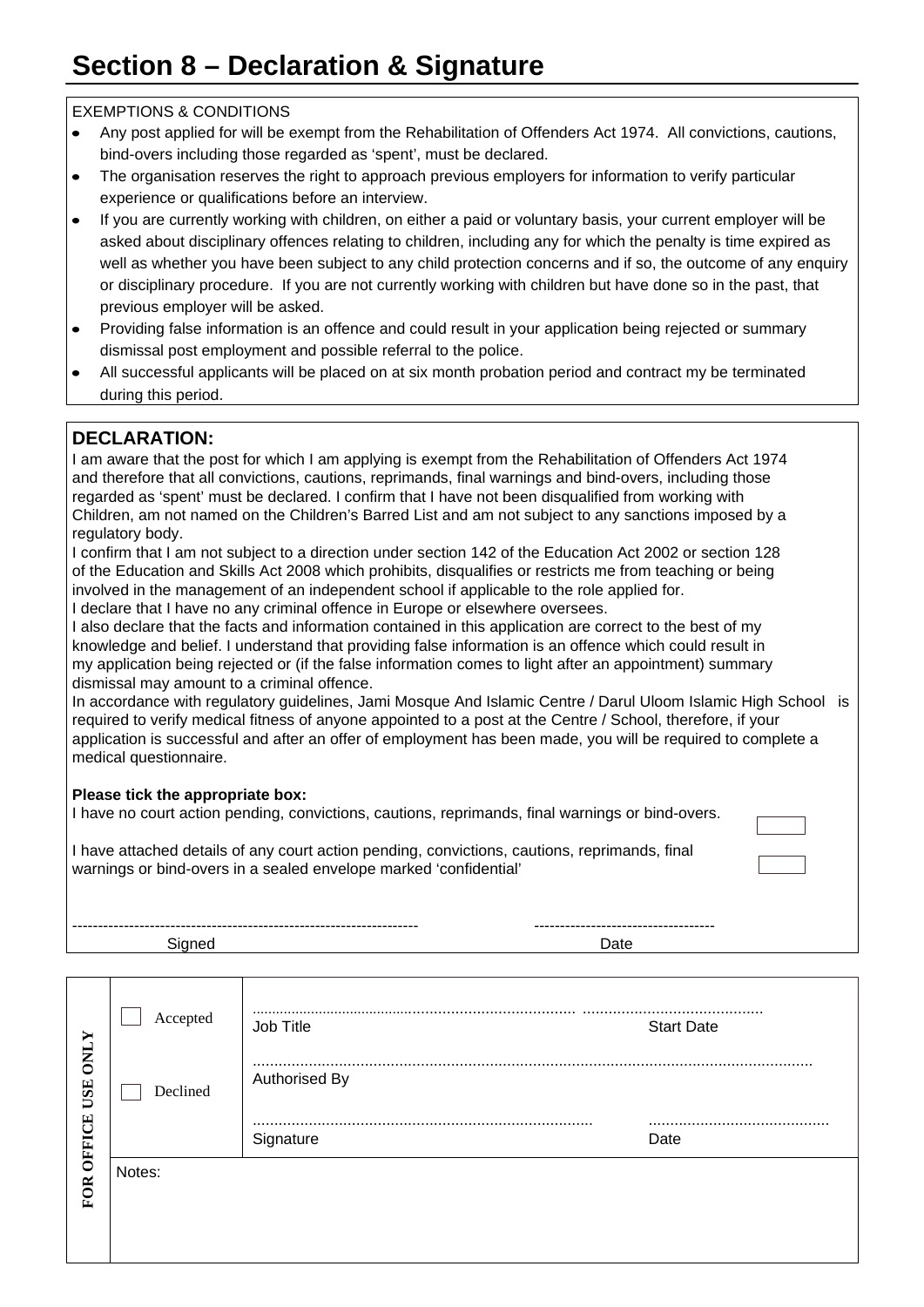# Section 8 – Declaration & Signature

EXEMPTIONS & CONDITIONS

- Any post applied for will be exempt from the Rehabilitation of Offenders Act 1974. All convictions, cautions, bind-overs including those regarded as 'spent', must be declared.
- The organisation reserves the right to approach previous employers for information to verify particular experience or qualifications before an interview.
- If you are currently working with children, on either a paid or voluntary basis, your current employer will be asked about disciplinary offences relating to children, including any for which the penalty is time expired as well as whether you have been subject to any child protection concerns and if so, the outcome of any enquiry or disciplinary procedure. If you are not currently working with children but have done so in the past, that previous employer will be asked.
- Providing false information is an offence and could result in your application being rejected or summary dismissal post employment and possible referral to the police.
- All successful applicants will be placed on at six month probation period and contract my be terminated during this period.

## DECLARATION:

I am aware that the post for which I am applying is exempt from the Rehabilitation of Offenders Act 1974 and therefore that all convictions, cautions, reprimands, final warnings and bind-overs, including those regarded as 'spent' must be declared. I confirm that I have not been disqualified from working with Children, am not named on the Children's Barred List and am not subject to any sanctions imposed by a regulatory body.

I confirm that I am not subject to a direction under section 142 of the Education Act 2002 or section 128 of the Education and Skills Act 2008 which prohibits, disqualifies or restricts me from teaching or being involved in the management of an independent school if applicable to the role applied for.

I declare that I have no any criminal offence in Europe or elsewhere oversees.

I also declare that the facts and information contained in this application are correct to the best of my knowledge and belief. I understand that providing false information is an offence which could result in my application being rejected or (if the false information comes to light after an appointment) summary dismissal may amount to a criminal offence.

In accordance with regulatory guidelines, Jami Mosque And Islamic Centre / Darul Uloom Islamic High School is required to verify medical fitness of anyone appointed to a post at the Centre / School, therefore, if your application is successful and after an offer of employment has been made, you will be required to complete a medical questionnaire.

**Please tick the appropriate box:**

I have no court action pending, convictions, cautions, reprimands, final warnings or bind-overs. ☐

I have attached details of any court action pending, convictions, cautions, reprimands, final warnings or bind-overs in a sealed envelope marked 'confidential' ☐

------------------------------------------------------------------ -----------------------------------

Signed Date

| FOR OFFICE USE ONLY | | |
|---|---|---|
| | ☐ Accepted | ........................ Job Title ........................ Start Date |
| | ☐ Declined | ........................ Authorised By |
| | | ........................ Signature ........................ Date |
| | Notes: | |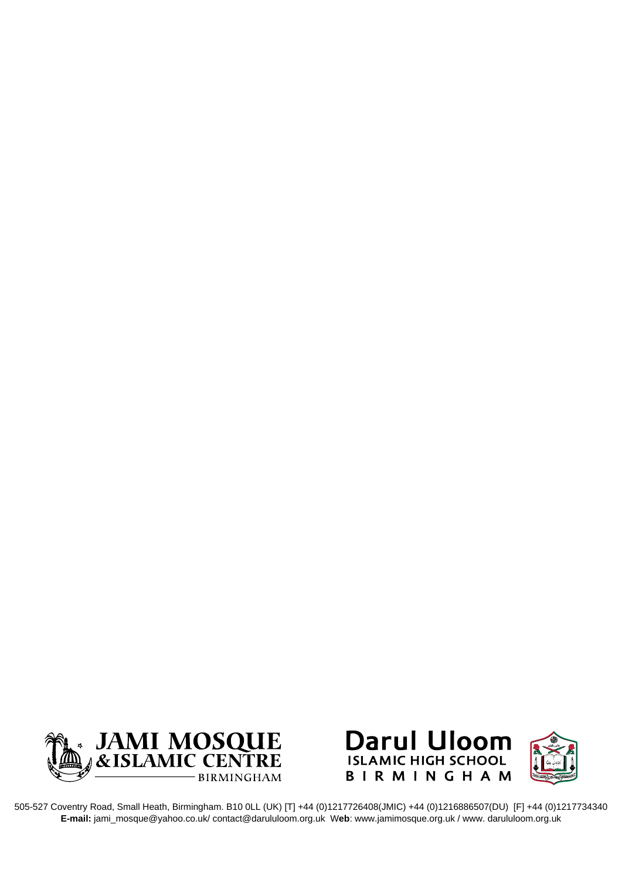JAMI MOSQUE & ISLAMIC CENTRE BIRMINGHAM

Darul Uloom ISLAMIC HIGH SCHOOL BIRMINGHAM

505-527 Coventry Road, Small Heath, Birmingham. B10 0LL (UK) [T] +44 (0)1217726408(JMIC) +44 (0)1216886507(DU) [F] +44 (0)1217734340
**E-mail:** jami_mosque@yahoo.co.uk/ contact@darululoom.org.uk W**eb**: www.jamimosque.org.uk / www. darululoom.org.uk